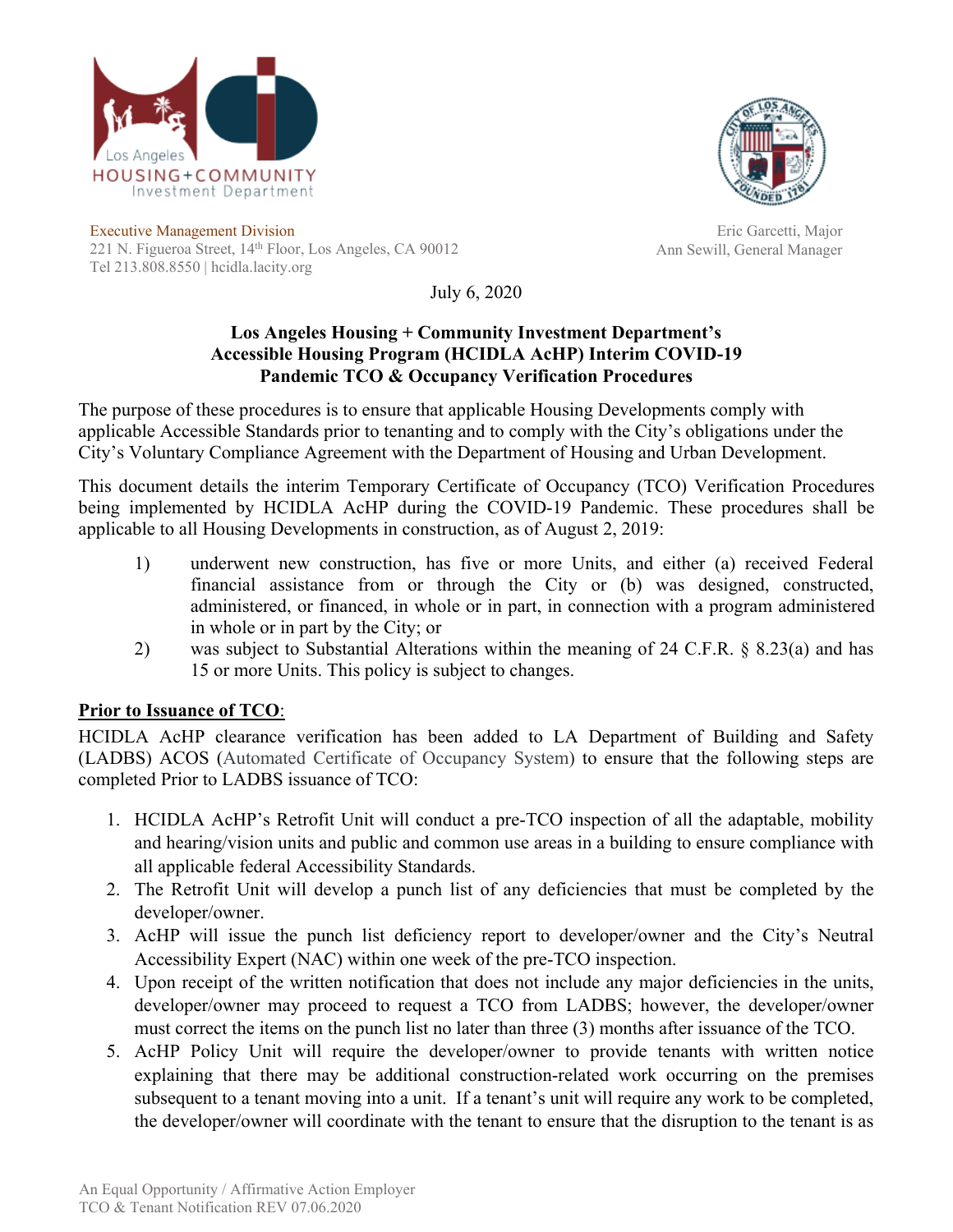Los Angeles
HOUSING+COMMUNITY
Investment Department

Executive Management Division
221 N. Figueroa Street, 14th Floor, Los Angeles, CA 90012
Tel 213.808.8550 | hcidla.lacity.org

Eric Garcetti, Major
Ann Sewill, General Manager

July 6, 2020

**Los Angeles Housing + Community Investment Department's Accessible Housing Program (HCIDLA AcHP) Interim COVID-19 Pandemic TCO & Occupancy Verification Procedures**

The purpose of these procedures is to ensure that applicable Housing Developments comply with applicable Accessible Standards prior to tenanting and to comply with the City's obligations under the City's Voluntary Compliance Agreement with the Department of Housing and Urban Development.

This document details the interim Temporary Certificate of Occupancy (TCO) Verification Procedures being implemented by HCIDLA AcHP during the COVID-19 Pandemic. These procedures shall be applicable to all Housing Developments in construction, as of August 2, 2019:

1) underwent new construction, has five or more Units, and either (a) received Federal financial assistance from or through the City or (b) was designed, constructed, administered, or financed, in whole or in part, in connection with a program administered in whole or in part by the City; or
2) was subject to Substantial Alterations within the meaning of 24 C.F.R. § 8.23(a) and has 15 or more Units. This policy is subject to changes.

**<u>Prior to Issuance of TCO</u>:**

HCIDLA AcHP clearance verification has been added to LA Department of Building and Safety (LADBS) ACOS (Automated Certificate of Occupancy System) to ensure that the following steps are completed Prior to LADBS issuance of TCO:

1. HCIDLA AcHP's Retrofit Unit will conduct a pre-TCO inspection of all the adaptable, mobility and hearing/vision units and public and common use areas in a building to ensure compliance with all applicable federal Accessibility Standards.
2. The Retrofit Unit will develop a punch list of any deficiencies that must be completed by the developer/owner.
3. AcHP will issue the punch list deficiency report to developer/owner and the City's Neutral Accessibility Expert (NAC) within one week of the pre-TCO inspection.
4. Upon receipt of the written notification that does not include any major deficiencies in the units, developer/owner may proceed to request a TCO from LADBS; however, the developer/owner must correct the items on the punch list no later than three (3) months after issuance of the TCO.
5. AcHP Policy Unit will require the developer/owner to provide tenants with written notice explaining that there may be additional construction-related work occurring on the premises subsequent to a tenant moving into a unit. If a tenant's unit will require any work to be completed, the developer/owner will coordinate with the tenant to ensure that the disruption to the tenant is as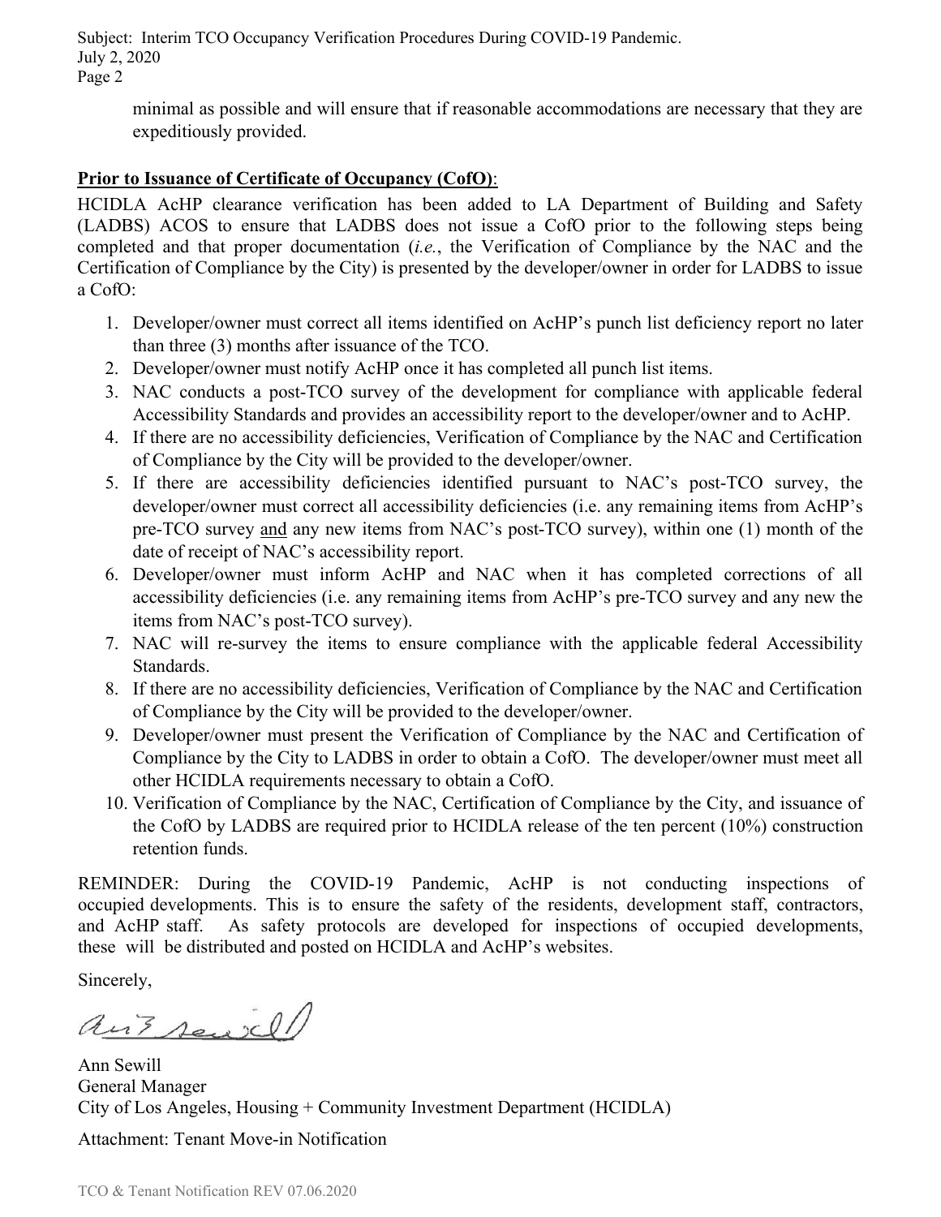minimal as possible and will ensure that if reasonable accommodations are necessary that they are expeditiously provided.

**Prior to Issuance of Certificate of Occupancy (CofO)**:

HCIDLA AcHP clearance verification has been added to LA Department of Building and Safety (LADBS) ACOS to ensure that LADBS does not issue a CofO prior to the following steps being completed and that proper documentation (*i.e.*, the Verification of Compliance by the NAC and the Certification of Compliance by the City) is presented by the developer/owner in order for LADBS to issue a CofO:

1. Developer/owner must correct all items identified on AcHP's punch list deficiency report no later than three (3) months after issuance of the TCO.
2. Developer/owner must notify AcHP once it has completed all punch list items.
3. NAC conducts a post-TCO survey of the development for compliance with applicable federal Accessibility Standards and provides an accessibility report to the developer/owner and to AcHP.
4. If there are no accessibility deficiencies, Verification of Compliance by the NAC and Certification of Compliance by the City will be provided to the developer/owner.
5. If there are accessibility deficiencies identified pursuant to NAC's post-TCO survey, the developer/owner must correct all accessibility deficiencies (i.e. any remaining items from AcHP's pre-TCO survey <u>and</u> any new items from NAC's post-TCO survey), within one (1) month of the date of receipt of NAC's accessibility report.
6. Developer/owner must inform AcHP and NAC when it has completed corrections of all accessibility deficiencies (i.e. any remaining items from AcHP's pre-TCO survey and any new the items from NAC's post-TCO survey).
7. NAC will re-survey the items to ensure compliance with the applicable federal Accessibility Standards.
8. If there are no accessibility deficiencies, Verification of Compliance by the NAC and Certification of Compliance by the City will be provided to the developer/owner.
9. Developer/owner must present the Verification of Compliance by the NAC and Certification of Compliance by the City to LADBS in order to obtain a CofO. The developer/owner must meet all other HCIDLA requirements necessary to obtain a CofO.
10. Verification of Compliance by the NAC, Certification of Compliance by the City, and issuance of the CofO by LADBS are required prior to HCIDLA release of the ten percent (10%) construction retention funds.

REMINDER: During the COVID-19 Pandemic, AcHP is not conducting inspections of occupied developments. This is to ensure the safety of the residents, development staff, contractors, and AcHP staff. As safety protocols are developed for inspections of occupied developments, these will be distributed and posted on HCIDLA and AcHP's websites.

Sincerely,

Ann Sewill

Ann Sewill
General Manager
City of Los Angeles, Housing + Community Investment Department (HCIDLA)

Attachment: Tenant Move-in Notification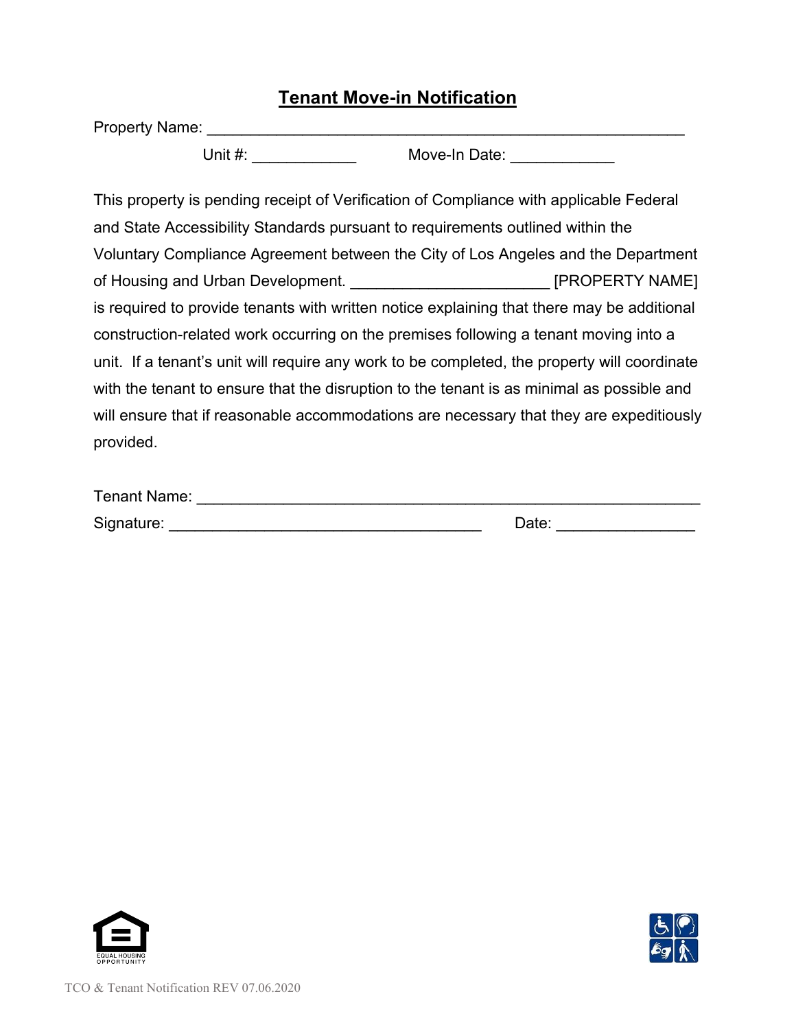# Tenant Move-in Notification

Property Name: ________________________________________________________

Unit #: ____________ Move-In Date: ____________

This property is pending receipt of Verification of Compliance with applicable Federal and State Accessibility Standards pursuant to requirements outlined within the Voluntary Compliance Agreement between the City of Los Angeles and the Department of Housing and Urban Development. ______________________ [PROPERTY NAME] is required to provide tenants with written notice explaining that there may be additional construction-related work occurring on the premises following a tenant moving into a unit. If a tenant's unit will require any work to be completed, the property will coordinate with the tenant to ensure that the disruption to the tenant is as minimal as possible and will ensure that if reasonable accommodations are necessary that they are expeditiously provided.

Tenant Name: ___________________________________________________________

Signature: ___________________________________ Date: ________________

EQUAL HOUSING OPPORTUNITY

TCO & Tenant Notification REV 07.06.2020